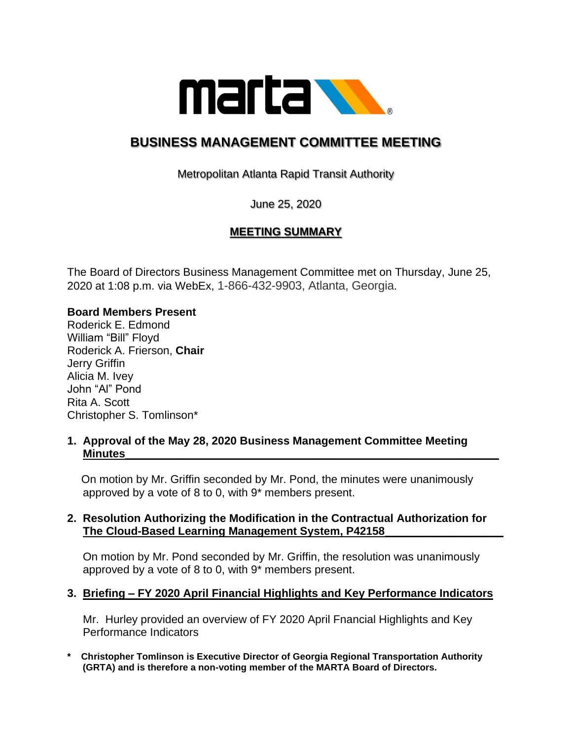# BUSINESS MANAGEMENT COMMITTEE MEETING

Metropolitan Atlanta Rapid Transit Authority

June 25, 2020

## MEETING SUMMARY

The Board of Directors Business Management Committee met on Thursday, June 25, 2020 at 1:08 p.m. via WebEx, 1-866-432-9903, Atlanta, Georgia.

**Board Members Present**
Roderick E. Edmond
William "Bill" Floyd
Roderick A. Frierson, **Chair**
Jerry Griffin
Alicia M. Ivey
John "Al" Pond
Rita A. Scott
Christopher S. Tomlinson*

**1. Approval of the May 28, 2020 Business Management Committee Meeting Minutes**

On motion by Mr. Griffin seconded by Mr. Pond, the minutes were unanimously approved by a vote of 8 to 0, with 9* members present.

**2. Resolution Authorizing the Modification in the Contractual Authorization for The Cloud-Based Learning Management System, P42158**

On motion by Mr. Pond seconded by Mr. Griffin, the resolution was unanimously approved by a vote of 8 to 0, with 9* members present.

**3. Briefing – FY 2020 April Financial Highlights and Key Performance Indicators**

Mr. Hurley provided an overview of FY 2020 April Fnancial Highlights and Key Performance Indicators

**\* Christopher Tomlinson is Executive Director of Georgia Regional Transportation Authority (GRTA) and is therefore a non-voting member of the MARTA Board of Directors.**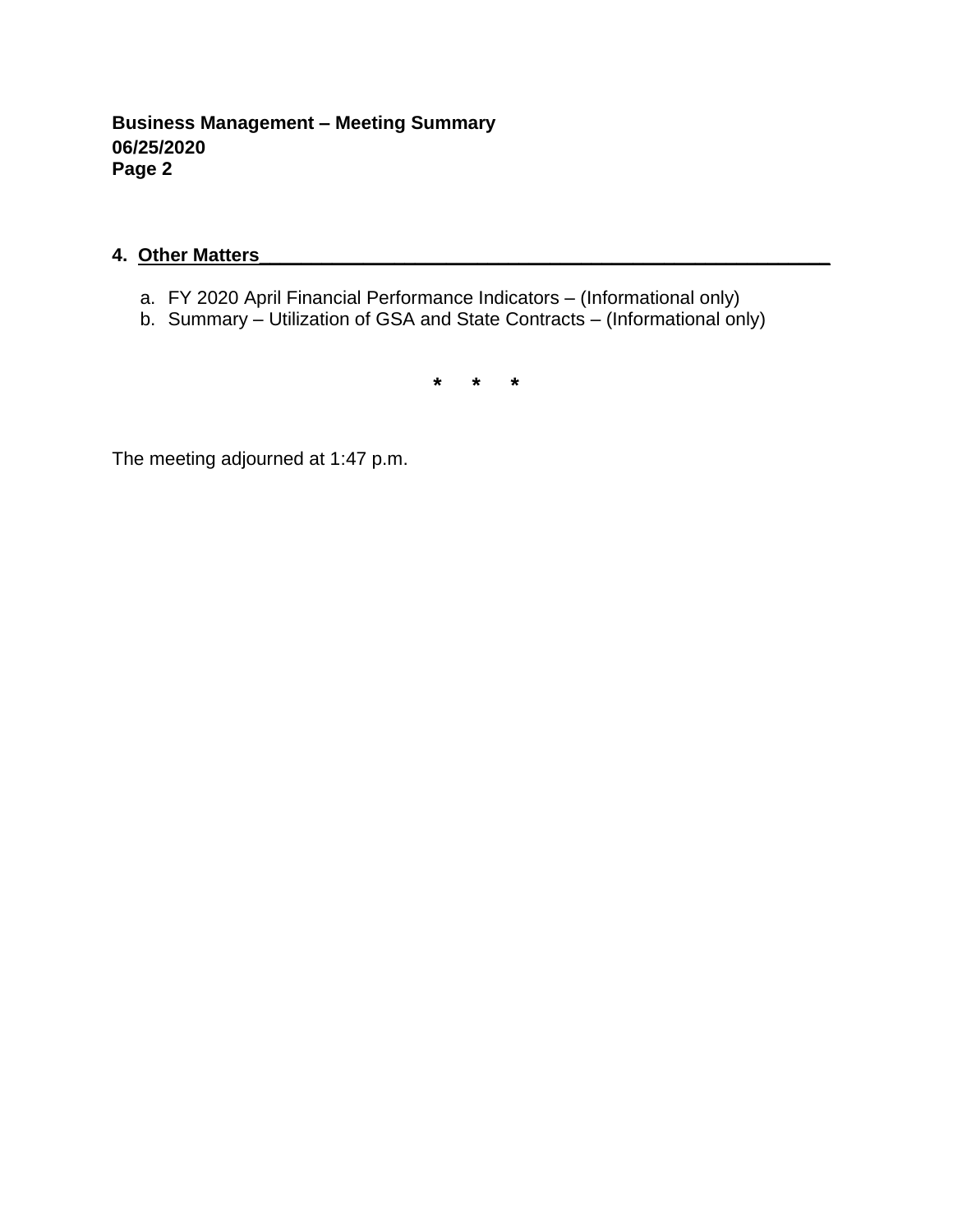## 4. Other Matters

a. FY 2020 April Financial Performance Indicators – (Informational only)
b. Summary – Utilization of GSA and State Contracts – (Informational only)

\* \* \*

The meeting adjourned at 1:47 p.m.